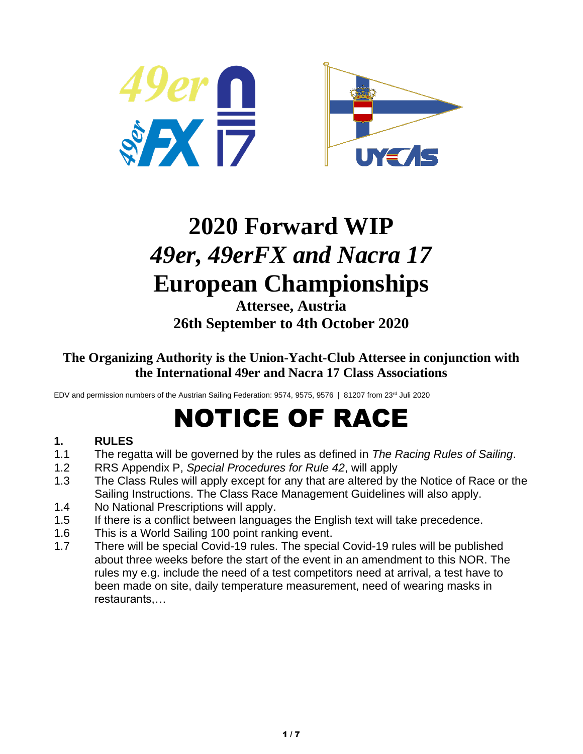# 2020 Forward WIP
# *49er, 49erFX and Nacra 17*
# European Championships

**Attersee, Austria**

**26th September to 4th October 2020**

**The Organizing Authority is the Union-Yacht-Club Attersee in conjunction with the International 49er and Nacra 17 Class Associations**

EDV and permission numbers of the Austrian Sailing Federation: 9574, 9575, 9576 | 81207 from 23rd Juli 2020

# NOTICE OF RACE

## 1. RULES

1.1 The regatta will be governed by the rules as defined in *The Racing Rules of Sailing*.

1.2 RRS Appendix P, *Special Procedures for Rule 42*, will apply

1.3 The Class Rules will apply except for any that are altered by the Notice of Race or the Sailing Instructions. The Class Race Management Guidelines will also apply.

1.4 No National Prescriptions will apply.

1.5 If there is a conflict between languages the English text will take precedence.

1.6 This is a World Sailing 100 point ranking event.

1.7 There will be special Covid-19 rules. The special Covid-19 rules will be published about three weeks before the start of the event in an amendment to this NOR. The rules my e.g. include the need of a test competitors need at arrival, a test have to been made on site, daily temperature measurement, need of wearing masks in restaurants,…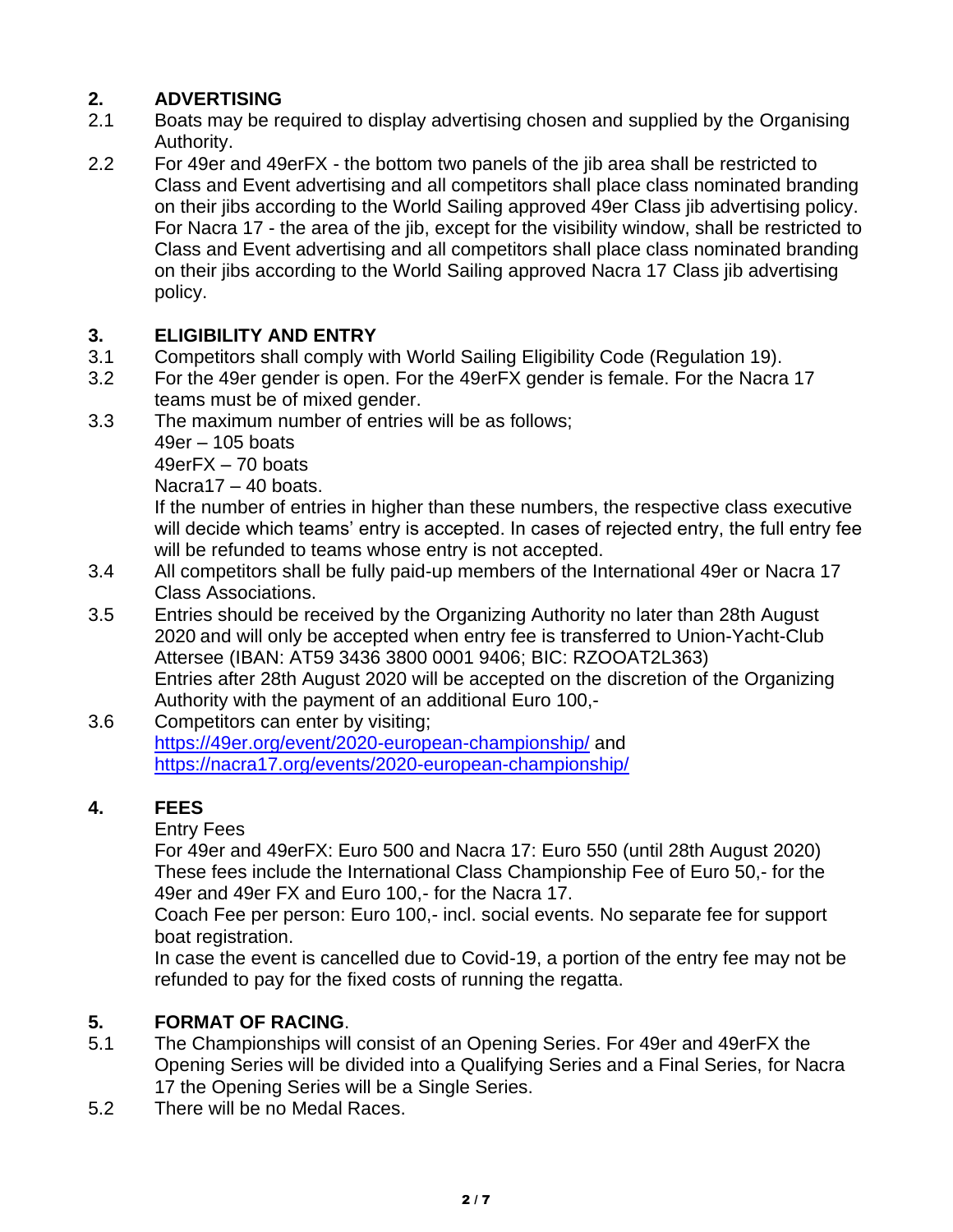## 2. ADVERTISING

2.1 Boats may be required to display advertising chosen and supplied by the Organising Authority.

2.2 For 49er and 49erFX - the bottom two panels of the jib area shall be restricted to Class and Event advertising and all competitors shall place class nominated branding on their jibs according to the World Sailing approved 49er Class jib advertising policy. For Nacra 17 - the area of the jib, except for the visibility window, shall be restricted to Class and Event advertising and all competitors shall place class nominated branding on their jibs according to the World Sailing approved Nacra 17 Class jib advertising policy.

## 3. ELIGIBILITY AND ENTRY

3.1 Competitors shall comply with World Sailing Eligibility Code (Regulation 19).

3.2 For the 49er gender is open. For the 49erFX gender is female. For the Nacra 17 teams must be of mixed gender.

3.3 The maximum number of entries will be as follows;
49er – 105 boats
49erFX – 70 boats
Nacra17 – 40 boats.
If the number of entries in higher than these numbers, the respective class executive will decide which teams' entry is accepted. In cases of rejected entry, the full entry fee will be refunded to teams whose entry is not accepted.

3.4 All competitors shall be fully paid-up members of the International 49er or Nacra 17 Class Associations.

3.5 Entries should be received by the Organizing Authority no later than 28th August 2020 and will only be accepted when entry fee is transferred to Union-Yacht-Club Attersee (IBAN: AT59 3436 3800 0001 9406; BIC: RZOOAT2L363)
Entries after 28th August 2020 will be accepted on the discretion of the Organizing Authority with the payment of an additional Euro 100,-

3.6 Competitors can enter by visiting;
https://49er.org/event/2020-european-championship/ and
https://nacra17.org/events/2020-european-championship/

## 4. FEES

Entry Fees
For 49er and 49erFX: Euro 500 and Nacra 17: Euro 550 (until 28th August 2020)
These fees include the International Class Championship Fee of Euro 50,- for the 49er and 49er FX and Euro 100,- for the Nacra 17.
Coach Fee per person: Euro 100,- incl. social events. No separate fee for support boat registration.
In case the event is cancelled due to Covid-19, a portion of the entry fee may not be refunded to pay for the fixed costs of running the regatta.

## 5. FORMAT OF RACING.

5.1 The Championships will consist of an Opening Series. For 49er and 49erFX the Opening Series will be divided into a Qualifying Series and a Final Series, for Nacra 17 the Opening Series will be a Single Series.

5.2 There will be no Medal Races.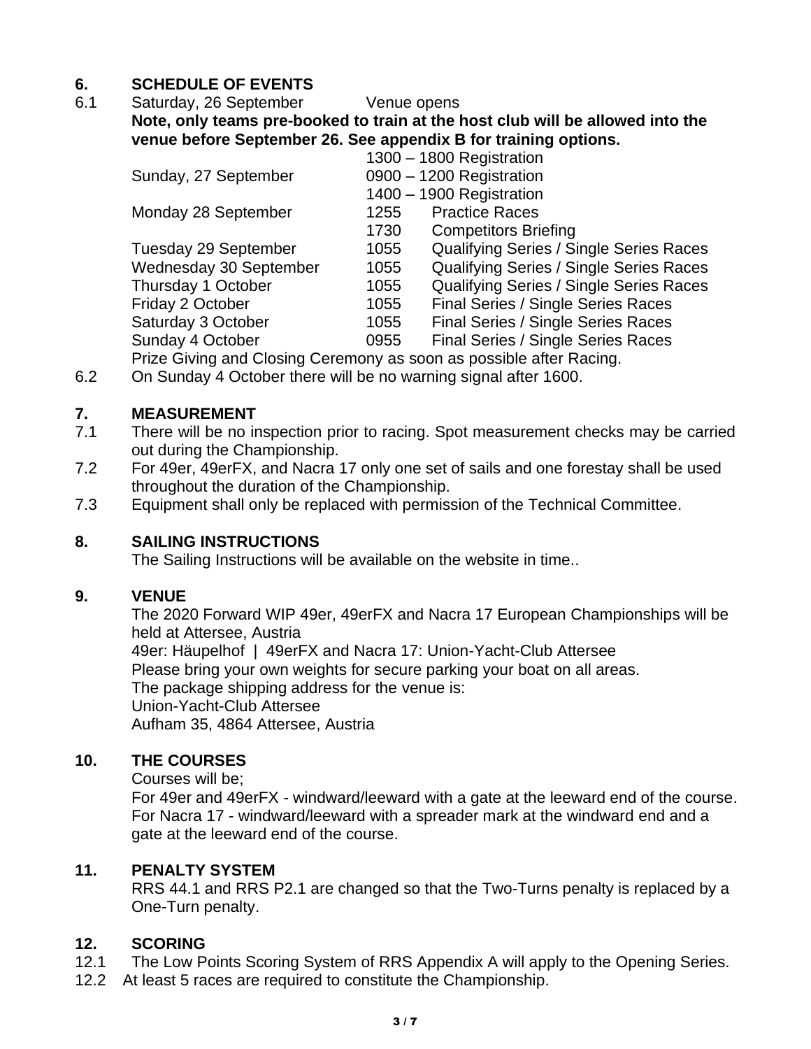## 6. SCHEDULE OF EVENTS

6.1 Saturday, 26 September Venue opens

**Note, only teams pre-booked to train at the host club will be allowed into the venue before September 26. See appendix B for training options.**

| | | |
|---|---|---|
| | 1300 – 1800 | Registration |
| Sunday, 27 September | 0900 – 1200 | Registration |
| | 1400 – 1900 | Registration |
| Monday 28 September | 1255 | Practice Races |
| | 1730 | Competitors Briefing |
| Tuesday 29 September | 1055 | Qualifying Series / Single Series Races |
| Wednesday 30 September | 1055 | Qualifying Series / Single Series Races |
| Thursday 1 October | 1055 | Qualifying Series / Single Series Races |
| Friday 2 October | 1055 | Final Series / Single Series Races |
| Saturday 3 October | 1055 | Final Series / Single Series Races |
| Sunday 4 October | 0955 | Final Series / Single Series Races |

Prize Giving and Closing Ceremony as soon as possible after Racing.

6.2 On Sunday 4 October there will be no warning signal after 1600.

## 7. MEASUREMENT

7.1 There will be no inspection prior to racing. Spot measurement checks may be carried out during the Championship.

7.2 For 49er, 49erFX, and Nacra 17 only one set of sails and one forestay shall be used throughout the duration of the Championship.

7.3 Equipment shall only be replaced with permission of the Technical Committee.

## 8. SAILING INSTRUCTIONS

The Sailing Instructions will be available on the website in time..

## 9. VENUE

The 2020 Forward WIP 49er, 49erFX and Nacra 17 European Championships will be held at Attersee, Austria

49er: Häupelhof | 49erFX and Nacra 17: Union-Yacht-Club Attersee

Please bring your own weights for secure parking your boat on all areas.

The package shipping address for the venue is:

Union-Yacht-Club Attersee

Aufham 35, 4864 Attersee, Austria

## 10. THE COURSES

Courses will be;

For 49er and 49erFX - windward/leeward with a gate at the leeward end of the course.

For Nacra 17 - windward/leeward with a spreader mark at the windward end and a gate at the leeward end of the course.

## 11. PENALTY SYSTEM

RRS 44.1 and RRS P2.1 are changed so that the Two-Turns penalty is replaced by a One-Turn penalty.

## 12. SCORING

12.1 The Low Points Scoring System of RRS Appendix A will apply to the Opening Series.

12.2 At least 5 races are required to constitute the Championship.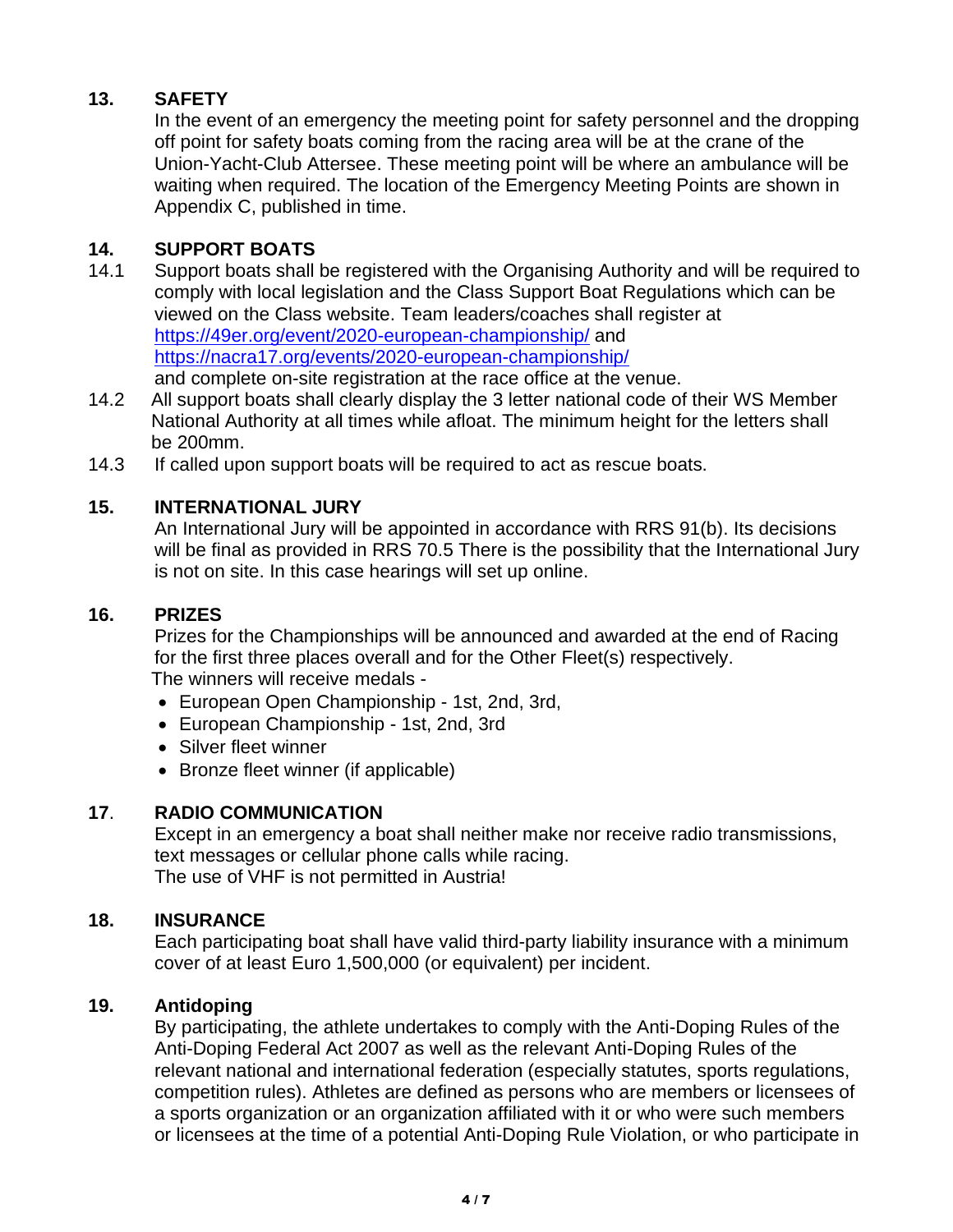## 13. SAFETY

In the event of an emergency the meeting point for safety personnel and the dropping off point for safety boats coming from the racing area will be at the crane of the Union-Yacht-Club Attersee. These meeting point will be where an ambulance will be waiting when required. The location of the Emergency Meeting Points are shown in Appendix C, published in time.

## 14. SUPPORT BOATS

14.1 Support boats shall be registered with the Organising Authority and will be required to comply with local legislation and the Class Support Boat Regulations which can be viewed on the Class website. Team leaders/coaches shall register at https://49er.org/event/2020-european-championship/ and https://nacra17.org/events/2020-european-championship/ and complete on-site registration at the race office at the venue.

14.2 All support boats shall clearly display the 3 letter national code of their WS Member National Authority at all times while afloat. The minimum height for the letters shall be 200mm.

14.3 If called upon support boats will be required to act as rescue boats.

## 15. INTERNATIONAL JURY

An International Jury will be appointed in accordance with RRS 91(b). Its decisions will be final as provided in RRS 70.5 There is the possibility that the International Jury is not on site. In this case hearings will set up online.

## 16. PRIZES

Prizes for the Championships will be announced and awarded at the end of Racing for the first three places overall and for the Other Fleet(s) respectively.
The winners will receive medals -

- European Open Championship - 1st, 2nd, 3rd,
- European Championship - 1st, 2nd, 3rd
- Silver fleet winner
- Bronze fleet winner (if applicable)

## 17. RADIO COMMUNICATION

Except in an emergency a boat shall neither make nor receive radio transmissions, text messages or cellular phone calls while racing.
The use of VHF is not permitted in Austria!

## 18. INSURANCE

Each participating boat shall have valid third-party liability insurance with a minimum cover of at least Euro 1,500,000 (or equivalent) per incident.

## 19. Antidoping

By participating, the athlete undertakes to comply with the Anti-Doping Rules of the Anti-Doping Federal Act 2007 as well as the relevant Anti-Doping Rules of the relevant national and international federation (especially statutes, sports regulations, competition rules). Athletes are defined as persons who are members or licensees of a sports organization or an organization affiliated with it or who were such members or licensees at the time of a potential Anti-Doping Rule Violation, or who participate in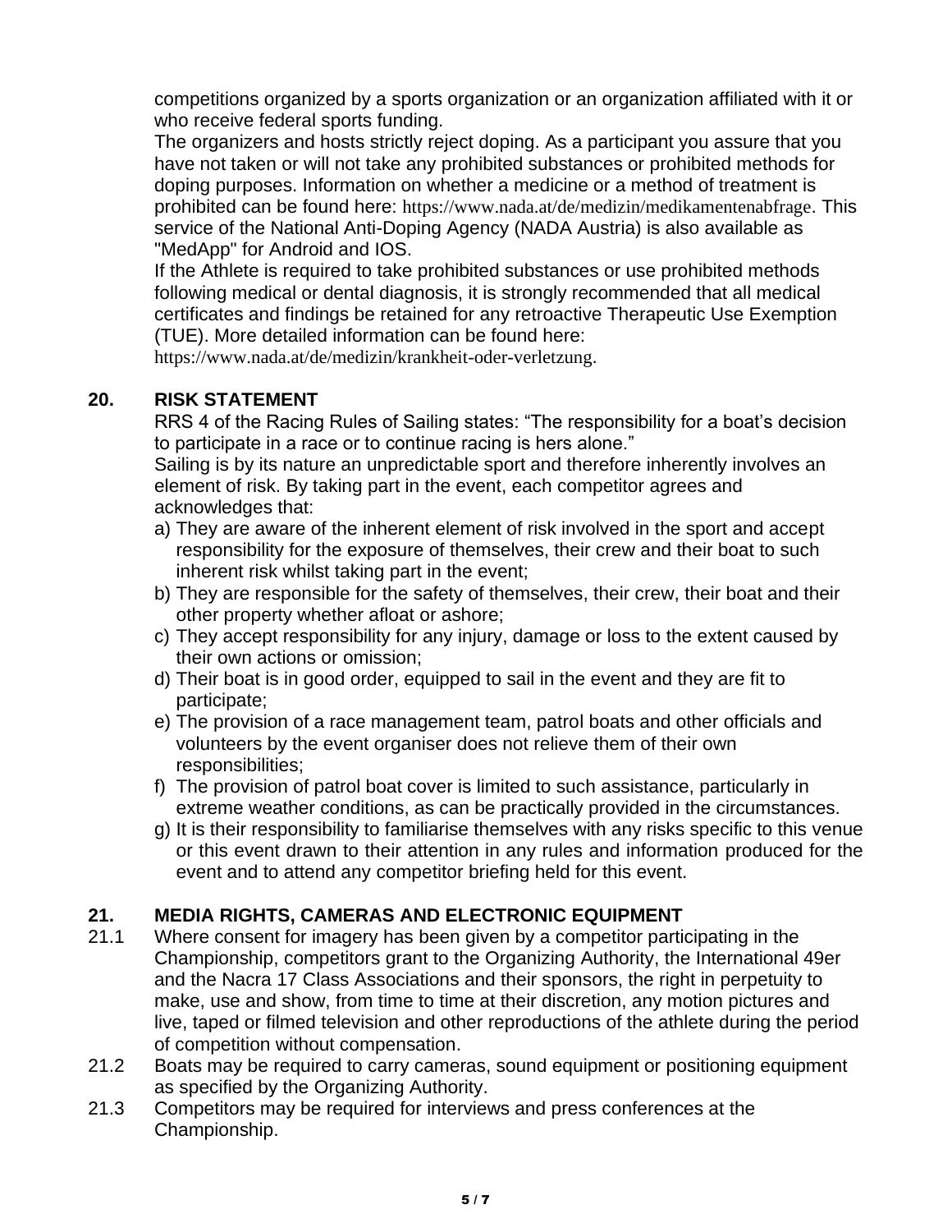competitions organized by a sports organization or an organization affiliated with it or who receive federal sports funding.

The organizers and hosts strictly reject doping. As a participant you assure that you have not taken or will not take any prohibited substances or prohibited methods for doping purposes. Information on whether a medicine or a method of treatment is prohibited can be found here: https://www.nada.at/de/medizin/medikamentenabfrage. This service of the National Anti-Doping Agency (NADA Austria) is also available as "MedApp" for Android and IOS.

If the Athlete is required to take prohibited substances or use prohibited methods following medical or dental diagnosis, it is strongly recommended that all medical certificates and findings be retained for any retroactive Therapeutic Use Exemption (TUE). More detailed information can be found here: https://www.nada.at/de/medizin/krankheit-oder-verletzung.

## 20. RISK STATEMENT

RRS 4 of the Racing Rules of Sailing states: “The responsibility for a boat’s decision to participate in a race or to continue racing is hers alone.”

Sailing is by its nature an unpredictable sport and therefore inherently involves an element of risk. By taking part in the event, each competitor agrees and acknowledges that:

a) They are aware of the inherent element of risk involved in the sport and accept responsibility for the exposure of themselves, their crew and their boat to such inherent risk whilst taking part in the event;
b) They are responsible for the safety of themselves, their crew, their boat and their other property whether afloat or ashore;
c) They accept responsibility for any injury, damage or loss to the extent caused by their own actions or omission;
d) Their boat is in good order, equipped to sail in the event and they are fit to participate;
e) The provision of a race management team, patrol boats and other officials and volunteers by the event organiser does not relieve them of their own responsibilities;
f) The provision of patrol boat cover is limited to such assistance, particularly in extreme weather conditions, as can be practically provided in the circumstances.
g) It is their responsibility to familiarise themselves with any risks specific to this venue or this event drawn to their attention in any rules and information produced for the event and to attend any competitor briefing held for this event.

## 21. MEDIA RIGHTS, CAMERAS AND ELECTRONIC EQUIPMENT

21.1 Where consent for imagery has been given by a competitor participating in the Championship, competitors grant to the Organizing Authority, the International 49er and the Nacra 17 Class Associations and their sponsors, the right in perpetuity to make, use and show, from time to time at their discretion, any motion pictures and live, taped or filmed television and other reproductions of the athlete during the period of competition without compensation.

21.2 Boats may be required to carry cameras, sound equipment or positioning equipment as specified by the Organizing Authority.

21.3 Competitors may be required for interviews and press conferences at the Championship.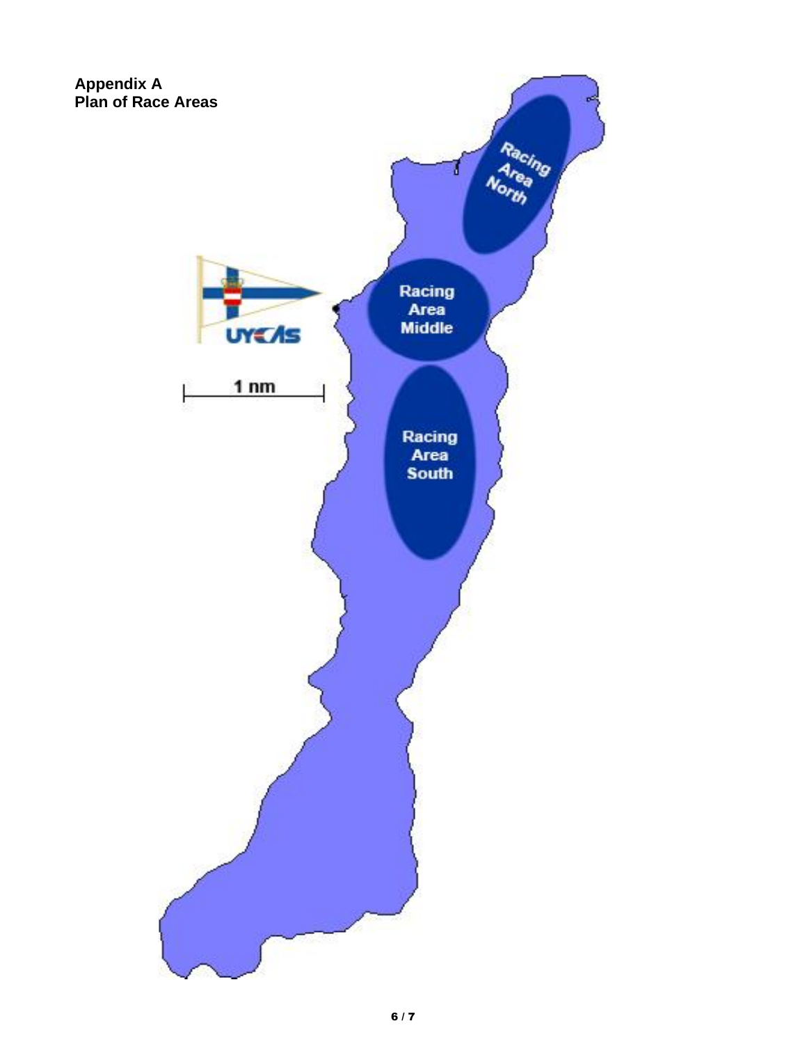**Appendix A**
**Plan of Race Areas**

Racing Area North

Racing Area Middle

Racing Area South

UYCAS

1 nm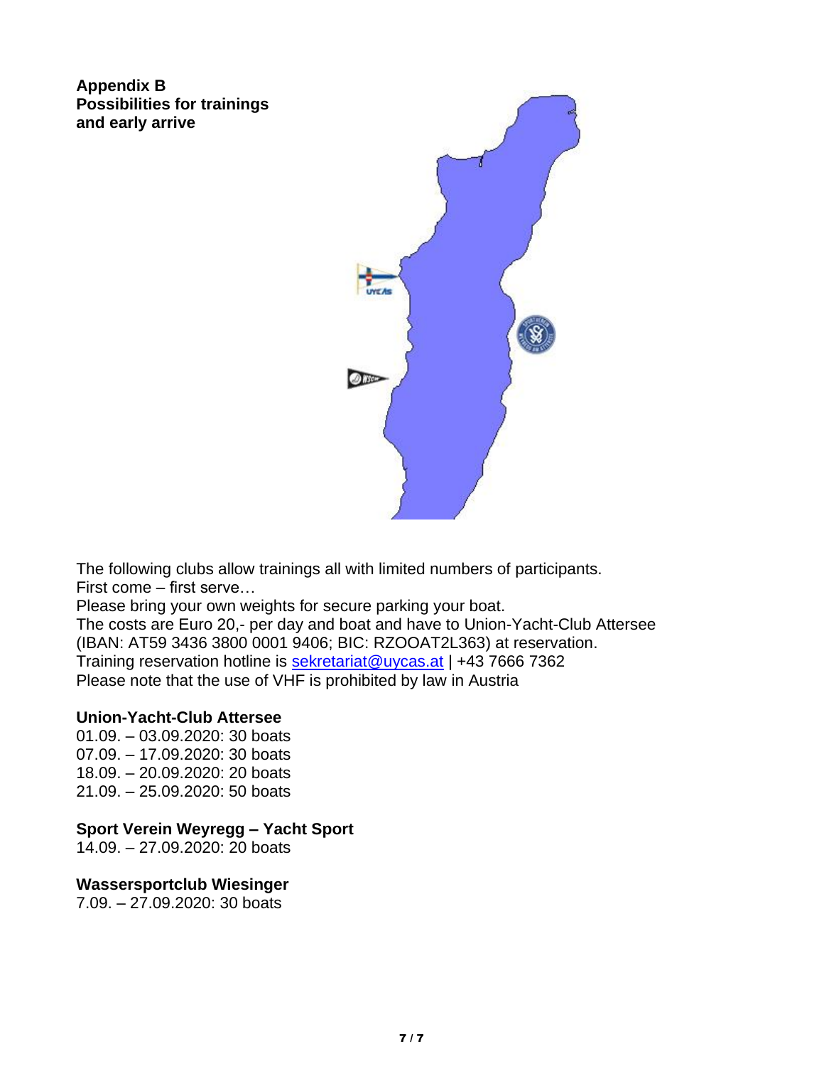**Appendix B**
**Possibilities for trainings and early arrive**

The following clubs allow trainings all with limited numbers of participants.
First come – first serve…
Please bring your own weights for secure parking your boat.
The costs are Euro 20,- per day and boat and have to Union-Yacht-Club Attersee (IBAN: AT59 3436 3800 0001 9406; BIC: RZOOAT2L363) at reservation.
Training reservation hotline is sekretariat@uycas.at | +43 7666 7362
Please note that the use of VHF is prohibited by law in Austria

**Union-Yacht-Club Attersee**
01.09. – 03.09.2020: 30 boats
07.09. – 17.09.2020: 30 boats
18.09. – 20.09.2020: 20 boats
21.09. – 25.09.2020: 50 boats

**Sport Verein Weyregg – Yacht Sport**
14.09. – 27.09.2020: 20 boats

**Wassersportclub Wiesinger**
7.09. – 27.09.2020: 30 boats